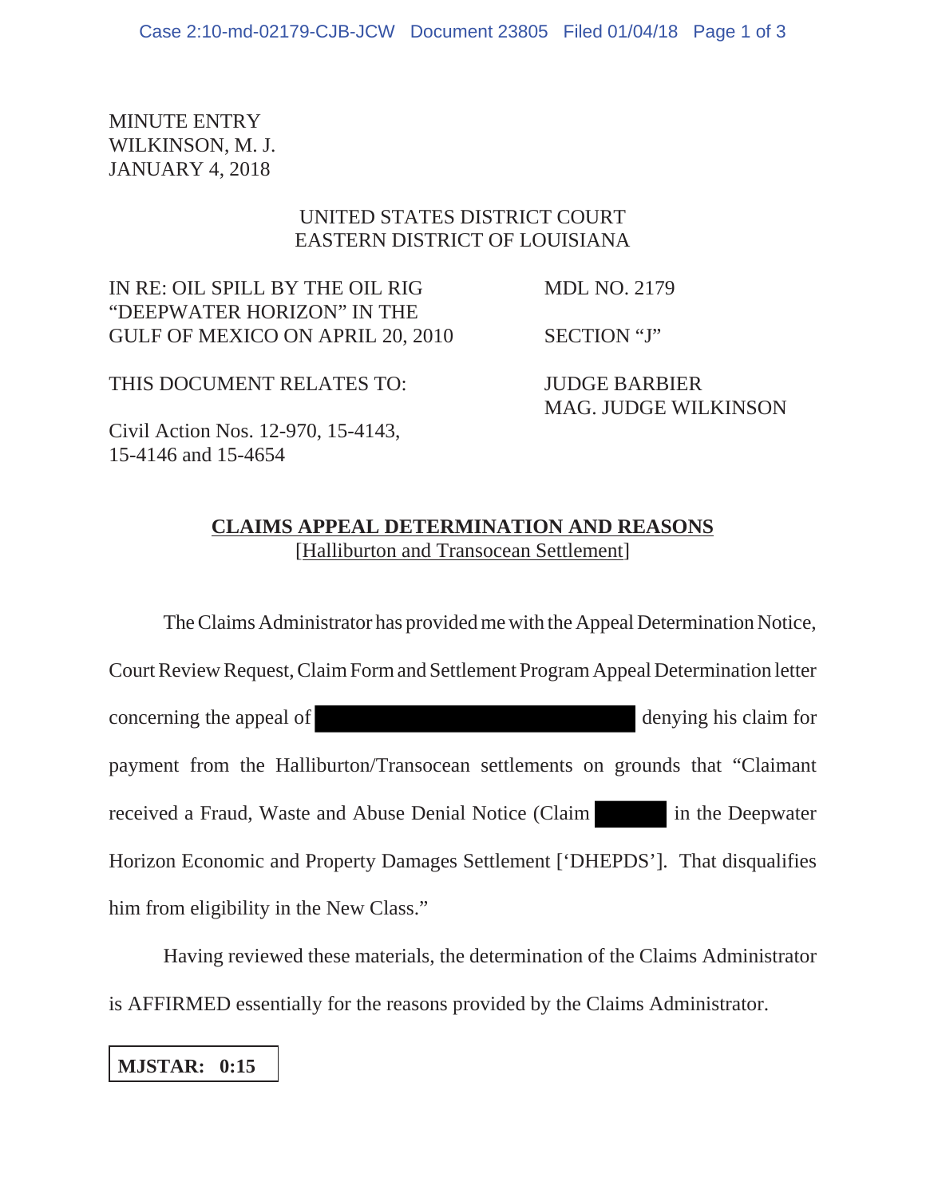MINUTE ENTRY
WILKINSON, M. J.
JANUARY 4, 2018

UNITED STATES DISTRICT COURT
EASTERN DISTRICT OF LOUISIANA

| | |
|---|---|
| IN RE: OIL SPILL BY THE OIL RIG "DEEPWATER HORIZON" IN THE GULF OF MEXICO ON APRIL 20, 2010 | MDL NO. 2179<br><br>SECTION "J" |
| THIS DOCUMENT RELATES TO:<br><br>Civil Action Nos. 12-970, 15-4143, 15-4146 and 15-4654 | JUDGE BARBIER<br>MAG. JUDGE WILKINSON |

**<u>CLAIMS APPEAL DETERMINATION AND REASONS</u>**
[<u>Halliburton and Transocean Settlement</u>]

The Claims Administrator has provided me with the Appeal Determination Notice, Court Review Request, Claim Form and Settlement Program Appeal Determination letter concerning the appeal of [REDACTED] denying his claim for payment from the Halliburton/Transocean settlements on grounds that "Claimant received a Fraud, Waste and Abuse Denial Notice (Claim [REDACTED] in the Deepwater Horizon Economic and Property Damages Settlement ['DHEPDS']. That disqualifies him from eligibility in the New Class."

Having reviewed these materials, the determination of the Claims Administrator is AFFIRMED essentially for the reasons provided by the Claims Administrator.

**MJSTAR: 0:15**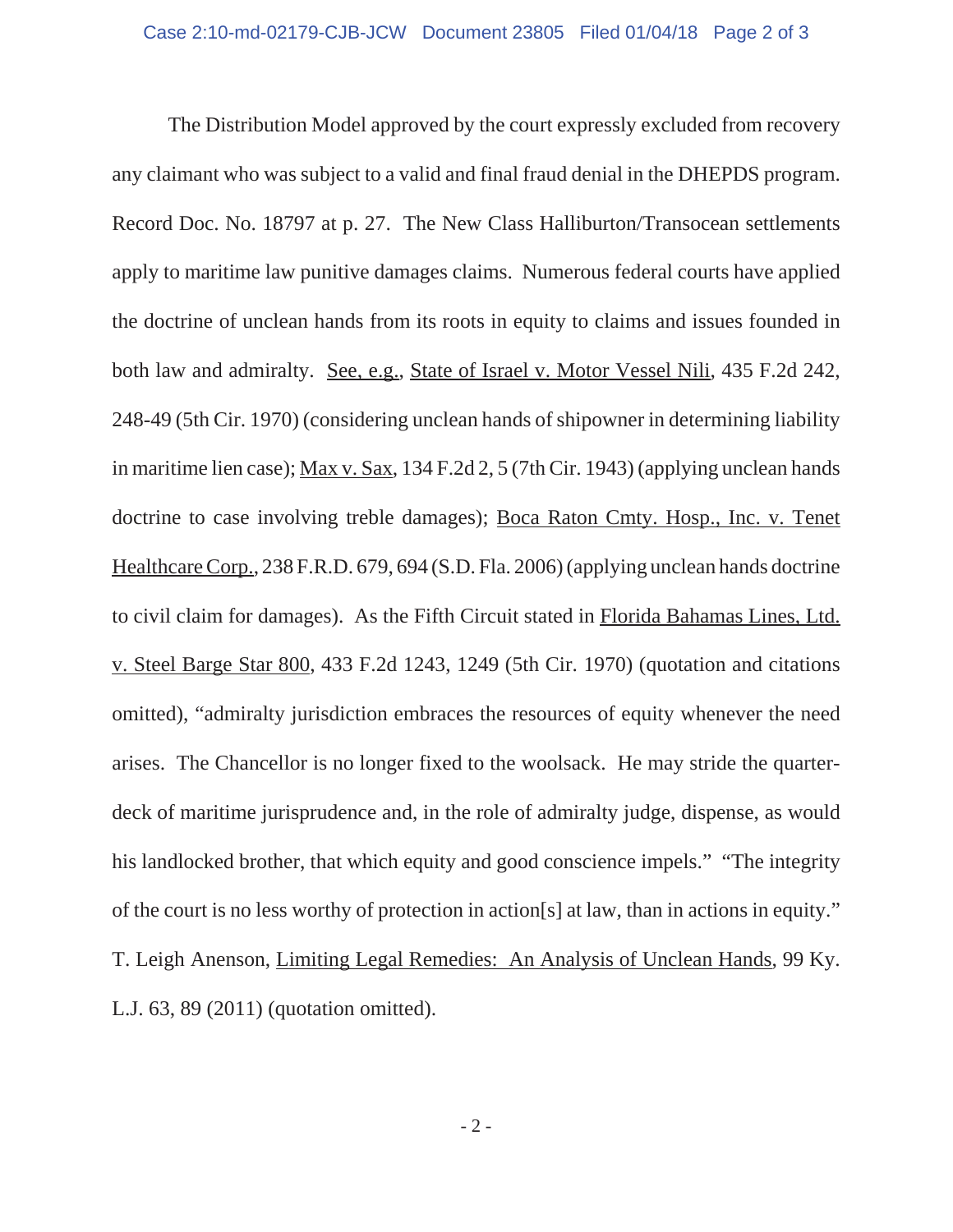The Distribution Model approved by the court expressly excluded from recovery any claimant who was subject to a valid and final fraud denial in the DHEPDS program. Record Doc. No. 18797 at p. 27. The New Class Halliburton/Transocean settlements apply to maritime law punitive damages claims. Numerous federal courts have applied the doctrine of unclean hands from its roots in equity to claims and issues founded in both law and admiralty. See, e.g., State of Israel v. Motor Vessel Nili, 435 F.2d 242, 248-49 (5th Cir. 1970) (considering unclean hands of shipowner in determining liability in maritime lien case); Max v. Sax, 134 F.2d 2, 5 (7th Cir. 1943) (applying unclean hands doctrine to case involving treble damages); Boca Raton Cmty. Hosp., Inc. v. Tenet Healthcare Corp., 238 F.R.D. 679, 694 (S.D. Fla. 2006) (applying unclean hands doctrine to civil claim for damages). As the Fifth Circuit stated in Florida Bahamas Lines, Ltd. v. Steel Barge Star 800, 433 F.2d 1243, 1249 (5th Cir. 1970) (quotation and citations omitted), "admiralty jurisdiction embraces the resources of equity whenever the need arises. The Chancellor is no longer fixed to the woolsack. He may stride the quarter-deck of maritime jurisprudence and, in the role of admiralty judge, dispense, as would his landlocked brother, that which equity and good conscience impels." "The integrity of the court is no less worthy of protection in action[s] at law, than in actions in equity." T. Leigh Anenson, Limiting Legal Remedies: An Analysis of Unclean Hands, 99 Ky. L.J. 63, 89 (2011) (quotation omitted).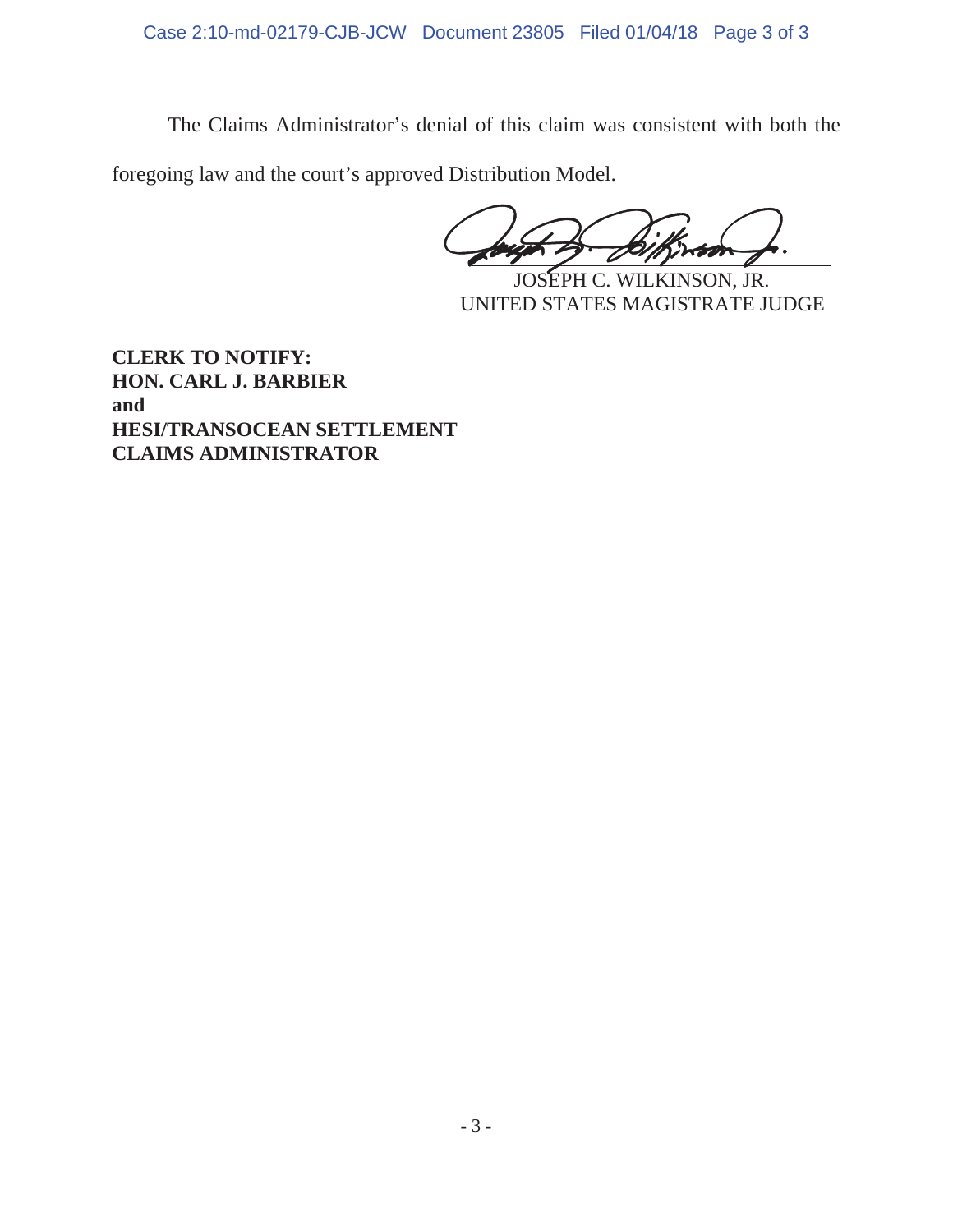The Claims Administrator's denial of this claim was consistent with both the foregoing law and the court's approved Distribution Model.

JOSEPH C. WILKINSON, JR.
UNITED STATES MAGISTRATE JUDGE

**CLERK TO NOTIFY:**
**HON. CARL J. BARBIER**
**and**
**HESI/TRANSOCEAN SETTLEMENT**
**CLAIMS ADMINISTRATOR**